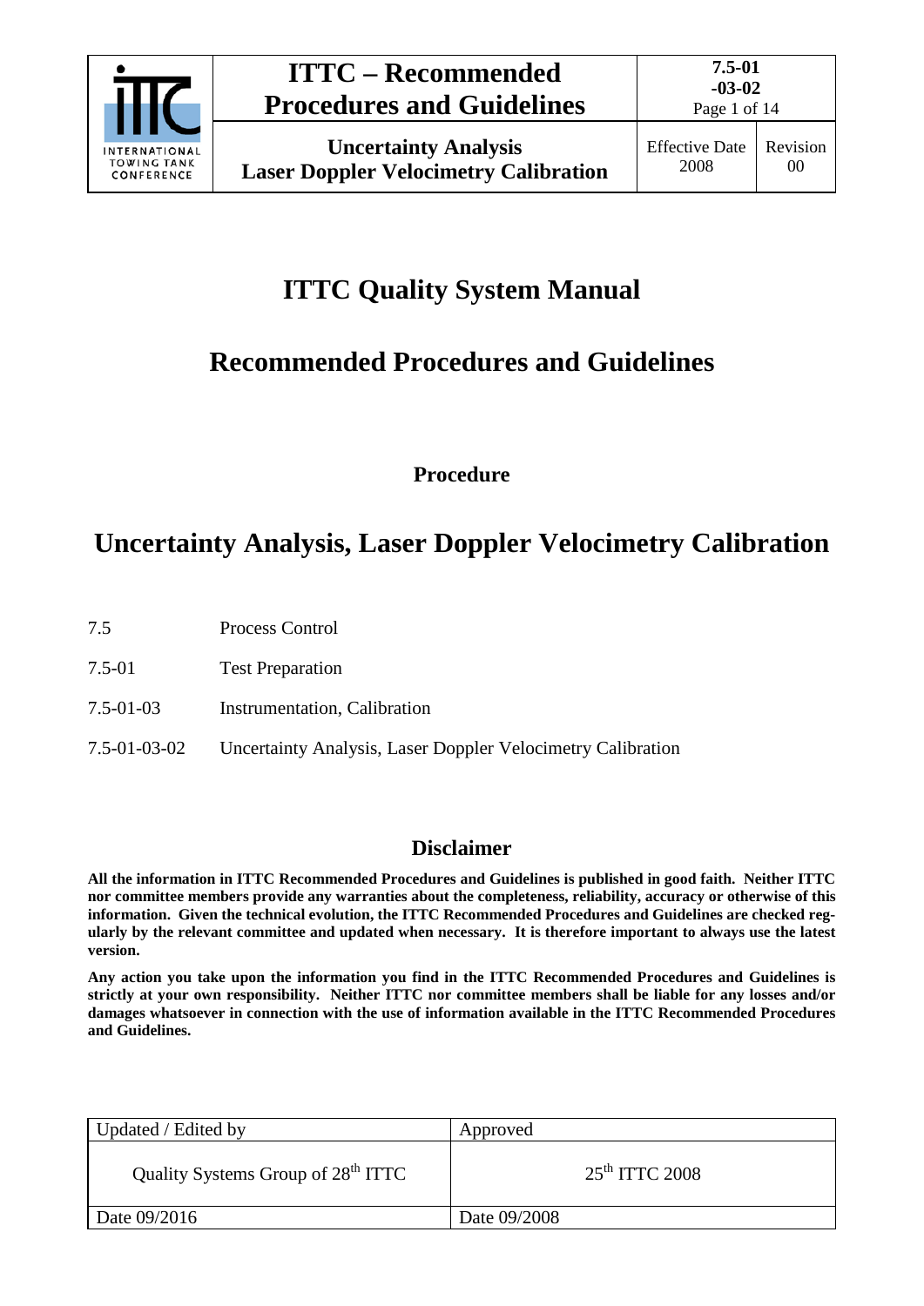# ITTC Quality System Manual

## Recommended Procedures and Guidelines

**Procedure**

# Uncertainty Analysis, Laser Doppler Velocimetry Calibration

| | |
|---|---|
| 7.5 | Process Control |
| 7.5-01 | Test Preparation |
| 7.5-01-03 | Instrumentation, Calibration |
| 7.5-01-03-02 | Uncertainty Analysis, Laser Doppler Velocimetry Calibration |

## Disclaimer

**All the information in ITTC Recommended Procedures and Guidelines is published in good faith. Neither ITTC nor committee members provide any warranties about the completeness, reliability, accuracy or otherwise of this information. Given the technical evolution, the ITTC Recommended Procedures and Guidelines are checked regularly by the relevant committee and updated when necessary. It is therefore important to always use the latest version.**

**Any action you take upon the information you find in the ITTC Recommended Procedures and Guidelines is strictly at your own responsibility. Neither ITTC nor committee members shall be liable for any losses and/or damages whatsoever in connection with the use of information available in the ITTC Recommended Procedures and Guidelines.**

| Updated / Edited by | Approved |
|---|---|
| Quality Systems Group of 28th ITTC | 25th ITTC 2008 |
| Date 09/2016 | Date 09/2008 |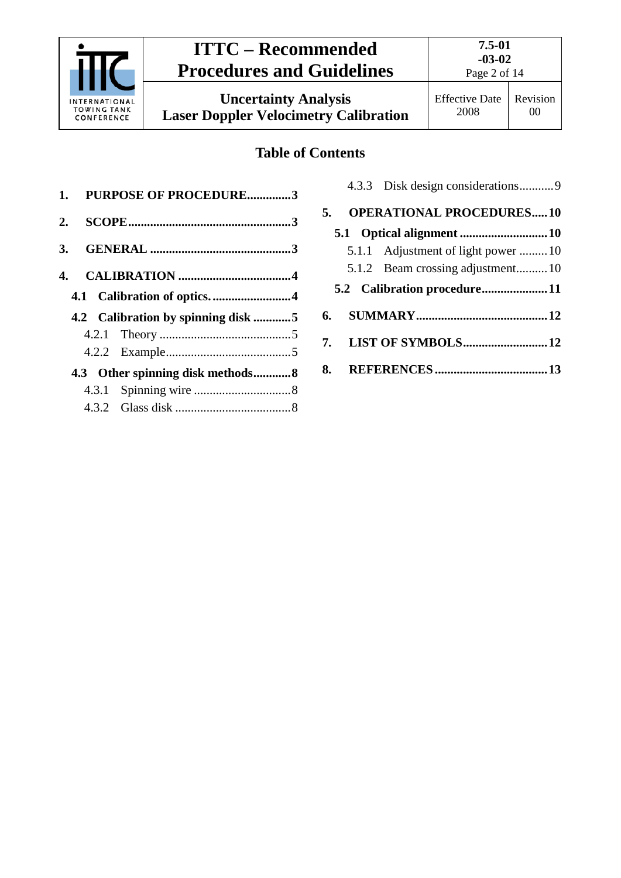## Table of Contents

1. **PURPOSE OF PROCEDURE..............3**
2. **SCOPE....................................................3**
3. **GENERAL .............................................3**
4. **CALIBRATION ....................................4**
   - **4.1 Calibration of optics..........................4**
   - **4.2 Calibration by spinning disk ............5**
     - 4.2.1 Theory ..........................................5
     - 4.2.2 Example........................................5
   - **4.3 Other spinning disk methods............8**
     - 4.3.1 Spinning wire ...............................8
     - 4.3.2 Glass disk .....................................8
     - 4.3.3 Disk design considerations...........9
5. **OPERATIONAL PROCEDURES.....10**
   - **5.1 Optical alignment ............................10**
     - 5.1.1 Adjustment of light power .........10
     - 5.1.2 Beam crossing adjustment..........10
   - **5.2 Calibration procedure.....................11**
6. **SUMMARY..........................................12**
7. **LIST OF SYMBOLS...........................12**
8. **REFERENCES ....................................13**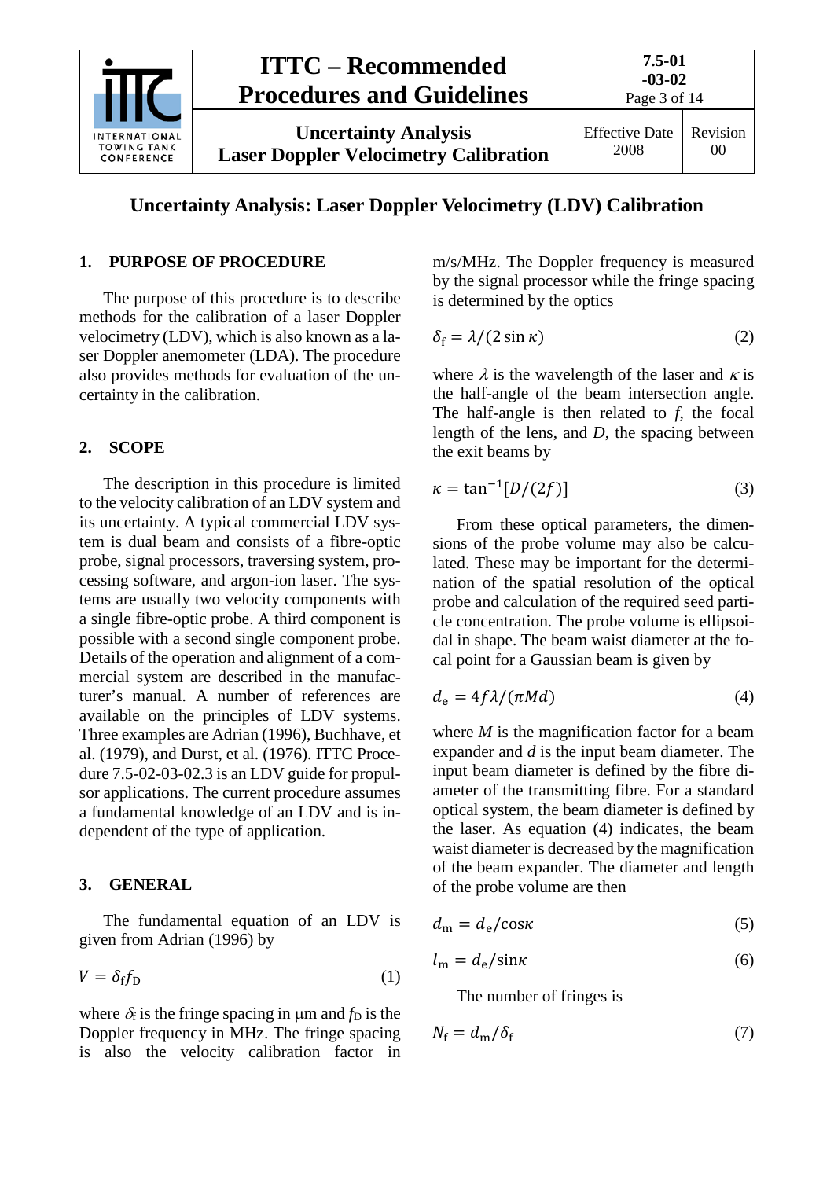# Uncertainty Analysis: Laser Doppler Velocimetry (LDV) Calibration

## 1. PURPOSE OF PROCEDURE

The purpose of this procedure is to describe methods for the calibration of a laser Doppler velocimetry (LDV), which is also known as a laser Doppler anemometer (LDA). The procedure also provides methods for evaluation of the uncertainty in the calibration.

## 2. SCOPE

The description in this procedure is limited to the velocity calibration of an LDV system and its uncertainty. A typical commercial LDV system is dual beam and consists of a fibre-optic probe, signal processors, traversing system, processing software, and argon-ion laser. The systems are usually two velocity components with a single fibre-optic probe. A third component is possible with a second single component probe. Details of the operation and alignment of a commercial system are described in the manufacturer's manual. A number of references are available on the principles of LDV systems. Three examples are Adrian (1996), Buchhave, et al. (1979), and Durst, et al. (1976). ITTC Procedure 7.5-02-03-02.3 is an LDV guide for propulsor applications. The current procedure assumes a fundamental knowledge of an LDV and is independent of the type of application.

## 3. GENERAL

The fundamental equation of an LDV is given from Adrian (1996) by

$$V = \delta_f f_D \tag{1}$$

where $\delta_f$ is the fringe spacing in μm and $f_D$ is the Doppler frequency in MHz. The fringe spacing is also the velocity calibration factor in m/s/MHz. The Doppler frequency is measured by the signal processor while the fringe spacing is determined by the optics

$$\delta_f = \lambda/(2\sin\kappa) \tag{2}$$

where $\lambda$ is the wavelength of the laser and $\kappa$ is the half-angle of the beam intersection angle. The half-angle is then related to $f$, the focal length of the lens, and $D$, the spacing between the exit beams by

$$\kappa = \tan^{-1}[D/(2f)] \tag{3}$$

From these optical parameters, the dimensions of the probe volume may also be calculated. These may be important for the determination of the spatial resolution of the optical probe and calculation of the required seed particle concentration. The probe volume is ellipsoidal in shape. The beam waist diameter at the focal point for a Gaussian beam is given by

$$d_e = 4f\lambda/(\pi M d) \tag{4}$$

where $M$ is the magnification factor for a beam expander and $d$ is the input beam diameter. The input beam diameter is defined by the fibre diameter of the transmitting fibre. For a standard optical system, the beam diameter is defined by the laser. As equation (4) indicates, the beam waist diameter is decreased by the magnification of the beam expander. The diameter and length of the probe volume are then

$$d_m = d_e/\cos\kappa \tag{5}$$

$$l_m = d_e/\sin\kappa \tag{6}$$

The number of fringes is

$$N_f = d_m/\delta_f \tag{7}$$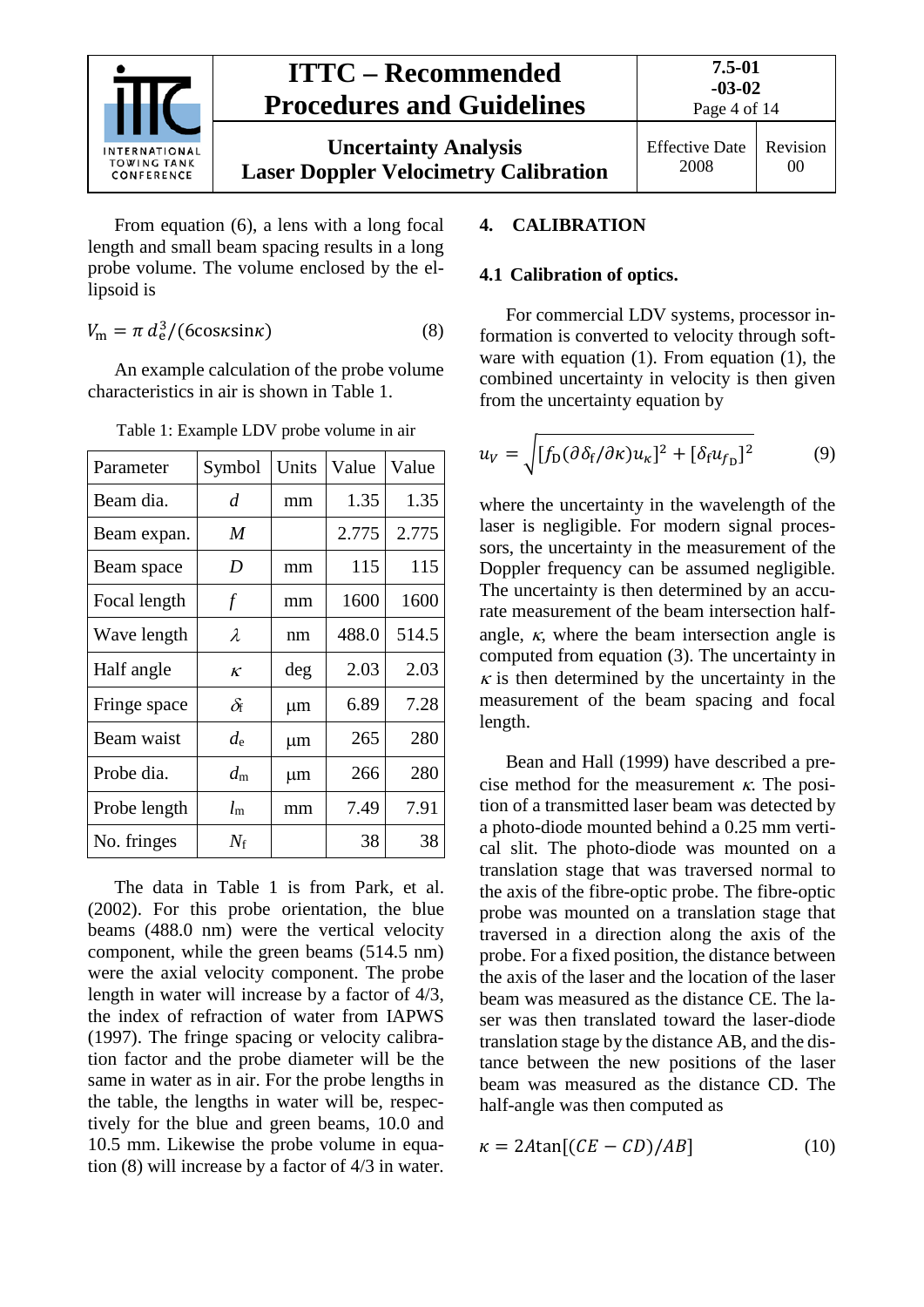From equation (6), a lens with a long focal length and small beam spacing results in a long probe volume. The volume enclosed by the ellipsoid is

$$V_{\mathrm{m}} = \pi\, d_{\mathrm{e}}^{3}/(6\cos\kappa\sin\kappa) \tag{8}$$

An example calculation of the probe volume characteristics in air is shown in Table 1.

Table 1: Example LDV probe volume in air

| Parameter | Symbol | Units | Value | Value |
|---|---|---|---|---|
| Beam dia. | $d$ | mm | 1.35 | 1.35 |
| Beam expan. | $M$ | | 2.775 | 2.775 |
| Beam space | $D$ | mm | 115 | 115 |
| Focal length | $f$ | mm | 1600 | 1600 |
| Wave length | $\lambda$ | nm | 488.0 | 514.5 |
| Half angle | $\kappa$ | deg | 2.03 | 2.03 |
| Fringe space | $\delta_{\mathrm{f}}$ | μm | 6.89 | 7.28 |
| Beam waist | $d_{\mathrm{e}}$ | μm | 265 | 280 |
| Probe dia. | $d_{\mathrm{m}}$ | μm | 266 | 280 |
| Probe length | $l_{\mathrm{m}}$ | mm | 7.49 | 7.91 |
| No. fringes | $N_{\mathrm{f}}$ | | 38 | 38 |

The data in Table 1 is from Park, et al. (2002). For this probe orientation, the blue beams (488.0 nm) were the vertical velocity component, while the green beams (514.5 nm) were the axial velocity component. The probe length in water will increase by a factor of 4/3, the index of refraction of water from IAPWS (1997). The fringe spacing or velocity calibration factor and the probe diameter will be the same in water as in air. For the probe lengths in the table, the lengths in water will be, respectively for the blue and green beams, 10.0 and 10.5 mm. Likewise the probe volume in equation (8) will increase by a factor of 4/3 in water.

## 4. CALIBRATION

### 4.1 Calibration of optics.

For commercial LDV systems, processor information is converted to velocity through software with equation (1). From equation (1), the combined uncertainty in velocity is then given from the uncertainty equation by

$$u_{V} = \sqrt{[f_{\mathrm{D}}(\partial\delta_{\mathrm{f}}/\partial\kappa)u_{\kappa}]^{2} + [\delta_{\mathrm{f}}u_{f_{\mathrm{D}}}]^{2}} \tag{9}$$

where the uncertainty in the wavelength of the laser is negligible. For modern signal processors, the uncertainty in the measurement of the Doppler frequency can be assumed negligible. The uncertainty is then determined by an accurate measurement of the beam intersection half-angle, $\kappa$, where the beam intersection angle is computed from equation (3). The uncertainty in $\kappa$ is then determined by the uncertainty in the measurement of the beam spacing and focal length.

Bean and Hall (1999) have described a precise method for the measurement $\kappa$. The position of a transmitted laser beam was detected by a photo-diode mounted behind a 0.25 mm vertical slit. The photo-diode was mounted on a translation stage that was traversed normal to the axis of the fibre-optic probe. The fibre-optic probe was mounted on a translation stage that traversed in a direction along the axis of the probe. For a fixed position, the distance between the axis of the laser and the location of the laser beam was measured as the distance CE. The laser was then translated toward the laser-diode translation stage by the distance AB, and the distance between the new positions of the laser beam was measured as the distance CD. The half-angle was then computed as

$$\kappa = 2A\tan[(CE - CD)/AB] \tag{10}$$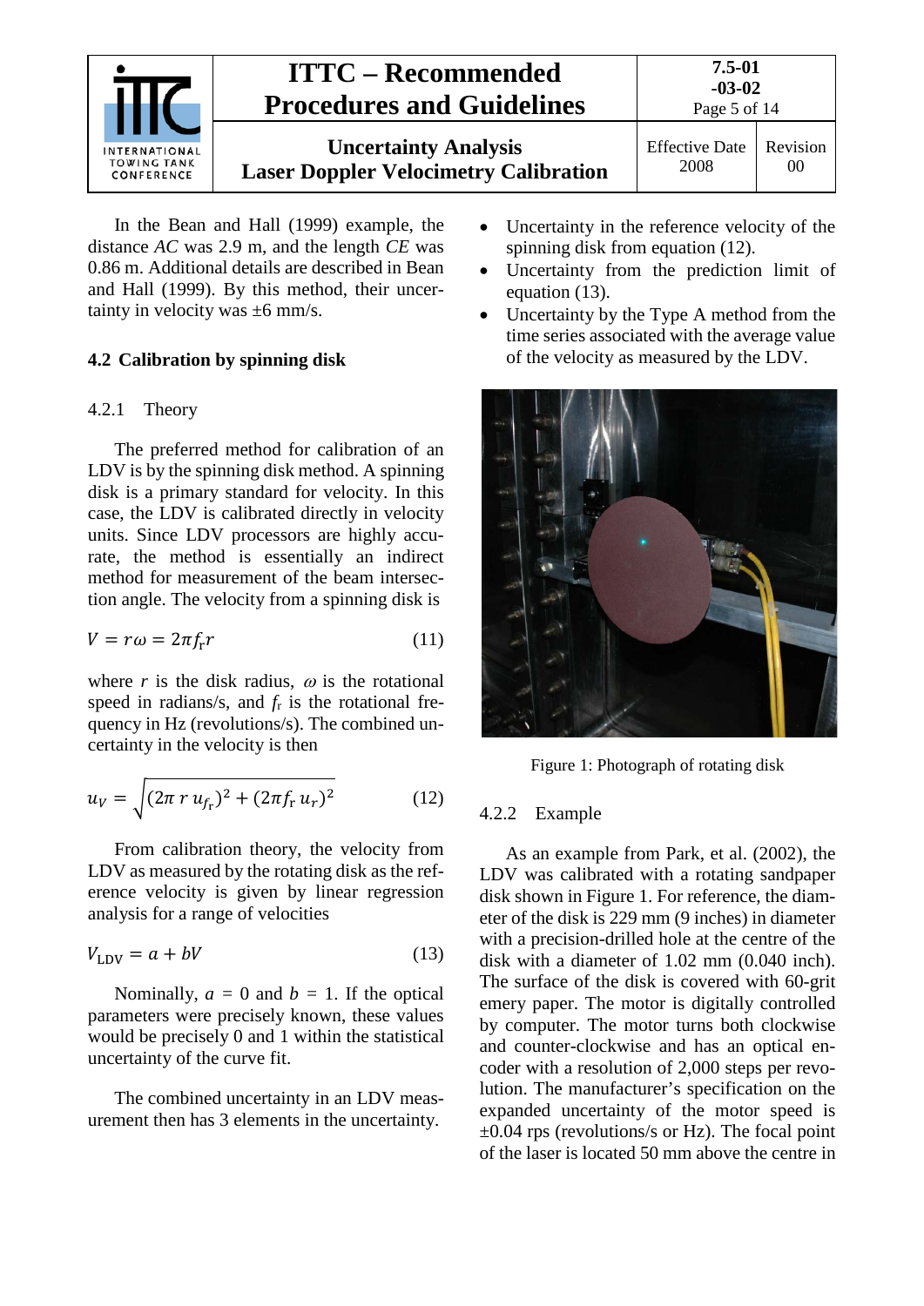In the Bean and Hall (1999) example, the distance *AC* was 2.9 m, and the length *CE* was 0.86 m. Additional details are described in Bean and Hall (1999). By this method, their uncertainty in velocity was ±6 mm/s.

### 4.2 Calibration by spinning disk

#### 4.2.1 Theory

The preferred method for calibration of an LDV is by the spinning disk method. A spinning disk is a primary standard for velocity. In this case, the LDV is calibrated directly in velocity units. Since LDV processors are highly accurate, the method is essentially an indirect method for measurement of the beam intersection angle. The velocity from a spinning disk is

$$V = r\omega = 2\pi f_r r \tag{11}$$

where $r$ is the disk radius, $\omega$ is the rotational speed in radians/s, and $f_r$ is the rotational frequency in Hz (revolutions/s). The combined uncertainty in the velocity is then

$$u_V = \sqrt{(2\pi\, r\, u_{f_r})^2 + (2\pi f_r\, u_r)^2} \tag{12}$$

From calibration theory, the velocity from LDV as measured by the rotating disk as the reference velocity is given by linear regression analysis for a range of velocities

$$V_{\mathrm{LDV}} = a + bV \tag{13}$$

Nominally, $a = 0$ and $b = 1$. If the optical parameters were precisely known, these values would be precisely 0 and 1 within the statistical uncertainty of the curve fit.

The combined uncertainty in an LDV measurement then has 3 elements in the uncertainty.

- Uncertainty in the reference velocity of the spinning disk from equation (12).
- Uncertainty from the prediction limit of equation (13).
- Uncertainty by the Type A method from the time series associated with the average value of the velocity as measured by the LDV.

Figure 1: Photograph of rotating disk

#### 4.2.2 Example

As an example from Park, et al. (2002), the LDV was calibrated with a rotating sandpaper disk shown in Figure 1. For reference, the diameter of the disk is 229 mm (9 inches) in diameter with a precision-drilled hole at the centre of the disk with a diameter of 1.02 mm (0.040 inch). The surface of the disk is covered with 60-grit emery paper. The motor is digitally controlled by computer. The motor turns both clockwise and counter-clockwise and has an optical encoder with a resolution of 2,000 steps per revolution. The manufacturer's specification on the expanded uncertainty of the motor speed is ±0.04 rps (revolutions/s or Hz). The focal point of the laser is located 50 mm above the centre in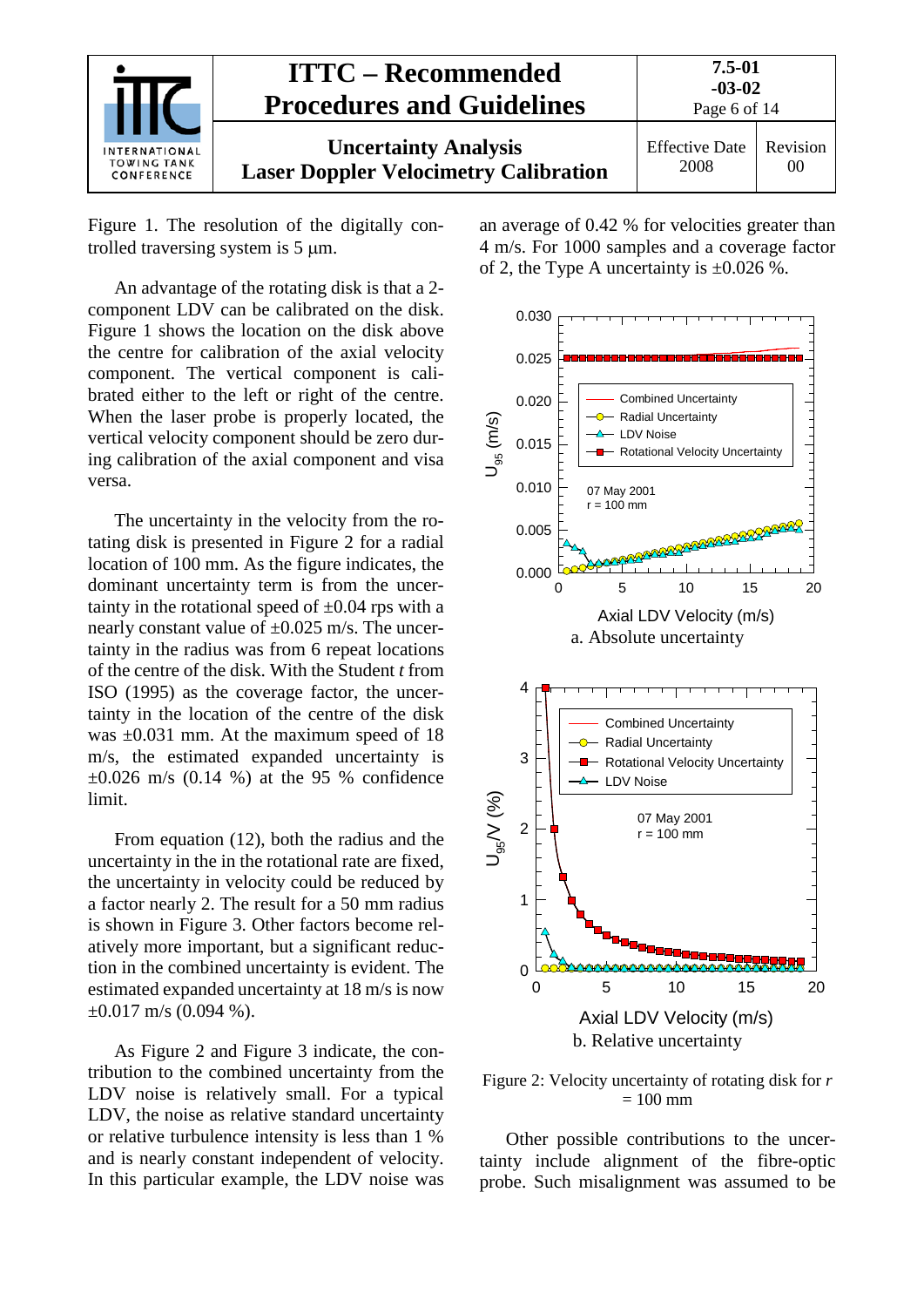Figure 1. The resolution of the digitally controlled traversing system is 5 µm.

An advantage of the rotating disk is that a 2-component LDV can be calibrated on the disk. Figure 1 shows the location on the disk above the centre for calibration of the axial velocity component. The vertical component is calibrated either to the left or right of the centre. When the laser probe is properly located, the vertical velocity component should be zero during calibration of the axial component and visa versa.

The uncertainty in the velocity from the rotating disk is presented in Figure 2 for a radial location of 100 mm. As the figure indicates, the dominant uncertainty term is from the uncertainty in the rotational speed of ±0.04 rps with a nearly constant value of ±0.025 m/s. The uncertainty in the radius was from 6 repeat locations of the centre of the disk. With the Student *t* from ISO (1995) as the coverage factor, the uncertainty in the location of the centre of the disk was ±0.031 mm. At the maximum speed of 18 m/s, the estimated expanded uncertainty is ±0.026 m/s (0.14 %) at the 95 % confidence limit.

From equation (12), both the radius and the uncertainty in the in the rotational rate are fixed, the uncertainty in velocity could be reduced by a factor nearly 2. The result for a 50 mm radius is shown in Figure 3. Other factors become relatively more important, but a significant reduction in the combined uncertainty is evident. The estimated expanded uncertainty at 18 m/s is now ±0.017 m/s (0.094 %).

As Figure 2 and Figure 3 indicate, the contribution to the combined uncertainty from the LDV noise is relatively small. For a typical LDV, the noise as relative standard uncertainty or relative turbulence intensity is less than 1 % and is nearly constant independent of velocity. In this particular example, the LDV noise was an average of 0.42 % for velocities greater than 4 m/s. For 1000 samples and a coverage factor of 2, the Type A uncertainty is ±0.026 %.

a. Absolute uncertainty

b. Relative uncertainty

Figure 2: Velocity uncertainty of rotating disk for $r$ = 100 mm

Other possible contributions to the uncertainty include alignment of the fibre-optic probe. Such misalignment was assumed to be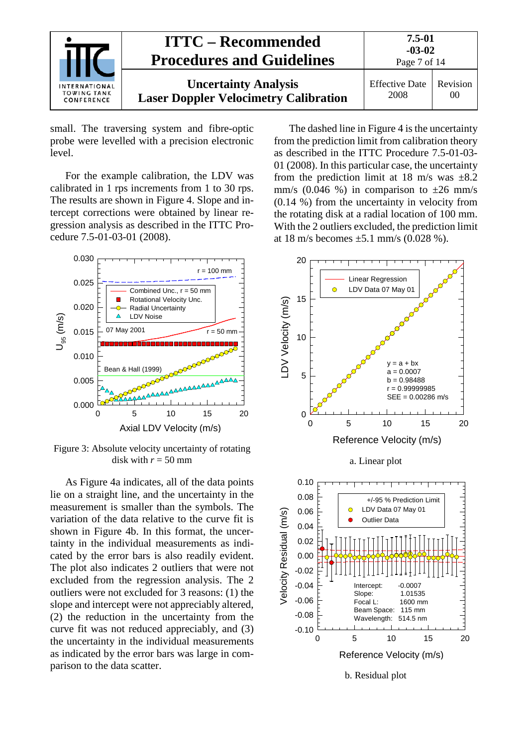small. The traversing system and fibre-optic probe were levelled with a precision electronic level.

For the example calibration, the LDV was calibrated in 1 rps increments from 1 to 30 rps. The results are shown in Figure 4. Slope and intercept corrections were obtained by linear regression analysis as described in the ITTC Procedure 7.5-01-03-01 (2008).

Figure 3: Absolute velocity uncertainty of rotating disk with $r$ = 50 mm

As Figure 4a indicates, all of the data points lie on a straight line, and the uncertainty in the measurement is smaller than the symbols. The variation of the data relative to the curve fit is shown in Figure 4b. In this format, the uncertainty in the individual measurements as indicated by the error bars is also readily evident. The plot also indicates 2 outliers that were not excluded from the regression analysis. The 2 outliers were not excluded for 3 reasons: (1) the slope and intercept were not appreciably altered, (2) the reduction in the uncertainty from the curve fit was not reduced appreciably, and (3) the uncertainty in the individual measurements as indicated by the error bars was large in comparison to the data scatter.

The dashed line in Figure 4 is the uncertainty from the prediction limit from calibration theory as described in the ITTC Procedure 7.5-01-03-01 (2008). In this particular case, the uncertainty from the prediction limit at 18 m/s was ±8.2 mm/s (0.046 %) in comparison to ±26 mm/s (0.14 %) from the uncertainty in velocity from the rotating disk at a radial location of 100 mm. With the 2 outliers excluded, the prediction limit at 18 m/s becomes ±5.1 mm/s (0.028 %).

a. Linear plot

b. Residual plot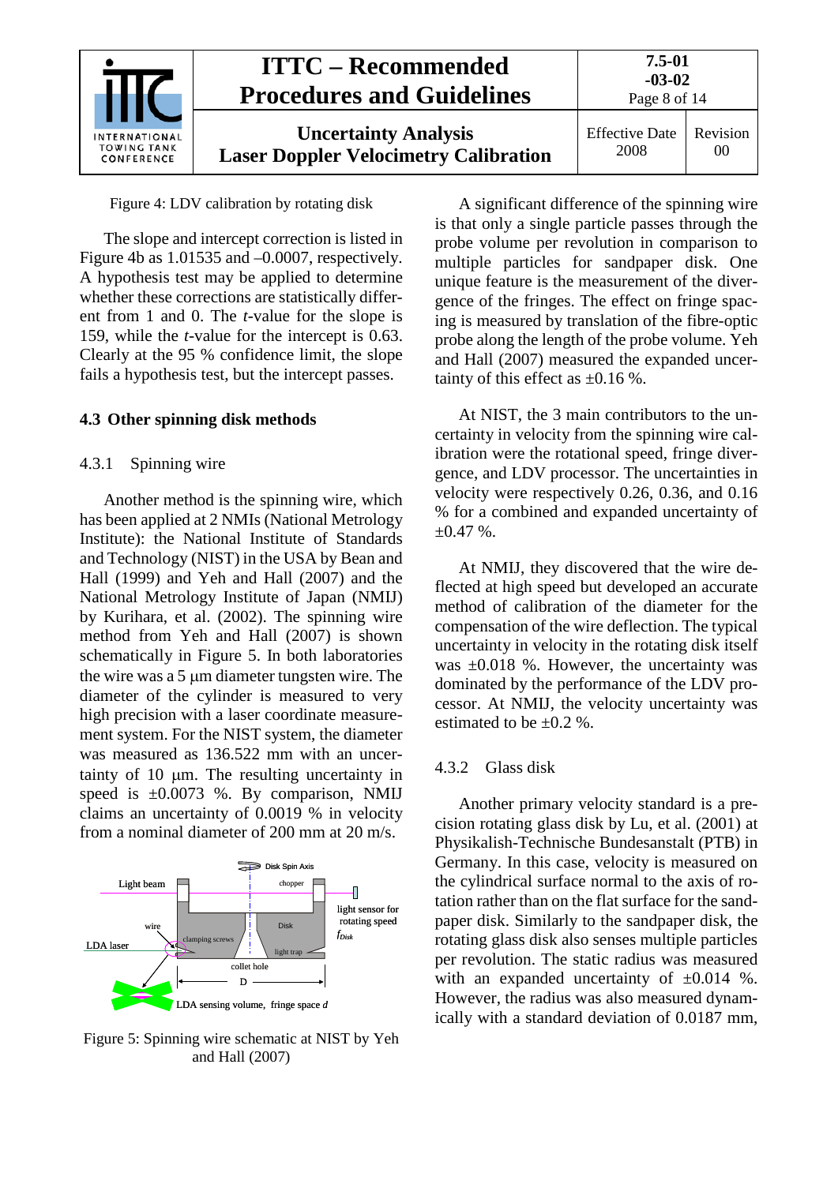Figure 4: LDV calibration by rotating disk

The slope and intercept correction is listed in Figure 4b as 1.01535 and –0.0007, respectively. A hypothesis test may be applied to determine whether these corrections are statistically different from 1 and 0. The *t*-value for the slope is 159, while the *t*-value for the intercept is 0.63. Clearly at the 95 % confidence limit, the slope fails a hypothesis test, but the intercept passes.

### 4.3 Other spinning disk methods

#### 4.3.1 Spinning wire

Another method is the spinning wire, which has been applied at 2 NMIs (National Metrology Institute): the National Institute of Standards and Technology (NIST) in the USA by Bean and Hall (1999) and Yeh and Hall (2007) and the National Metrology Institute of Japan (NMIJ) by Kurihara, et al. (2002). The spinning wire method from Yeh and Hall (2007) is shown schematically in Figure 5. In both laboratories the wire was a 5 μm diameter tungsten wire. The diameter of the cylinder is measured to very high precision with a laser coordinate measurement system. For the NIST system, the diameter was measured as 136.522 mm with an uncertainty of 10 μm. The resulting uncertainty in speed is ±0.0073 %. By comparison, NMIJ claims an uncertainty of 0.0019 % in velocity from a nominal diameter of 200 mm at 20 m/s.

Figure 5: Spinning wire schematic at NIST by Yeh and Hall (2007)

A significant difference of the spinning wire is that only a single particle passes through the probe volume per revolution in comparison to multiple particles for sandpaper disk. One unique feature is the measurement of the divergence of the fringes. The effect on fringe spacing is measured by translation of the fibre-optic probe along the length of the probe volume. Yeh and Hall (2007) measured the expanded uncertainty of this effect as ±0.16 %.

At NIST, the 3 main contributors to the uncertainty in velocity from the spinning wire calibration were the rotational speed, fringe divergence, and LDV processor. The uncertainties in velocity were respectively 0.26, 0.36, and 0.16 % for a combined and expanded uncertainty of ±0.47 %.

At NMIJ, they discovered that the wire deflected at high speed but developed an accurate method of calibration of the diameter for the compensation of the wire deflection. The typical uncertainty in velocity in the rotating disk itself was ±0.018 %. However, the uncertainty was dominated by the performance of the LDV processor. At NMIJ, the velocity uncertainty was estimated to be ±0.2 %.

#### 4.3.2 Glass disk

Another primary velocity standard is a precision rotating glass disk by Lu, et al. (2001) at Physikalish-Technische Bundesanstalt (PTB) in Germany. In this case, velocity is measured on the cylindrical surface normal to the axis of rotation rather than on the flat surface for the sandpaper disk. Similarly to the sandpaper disk, the rotating glass disk also senses multiple particles per revolution. The static radius was measured with an expanded uncertainty of ±0.014 %. However, the radius was also measured dynamically with a standard deviation of 0.0187 mm,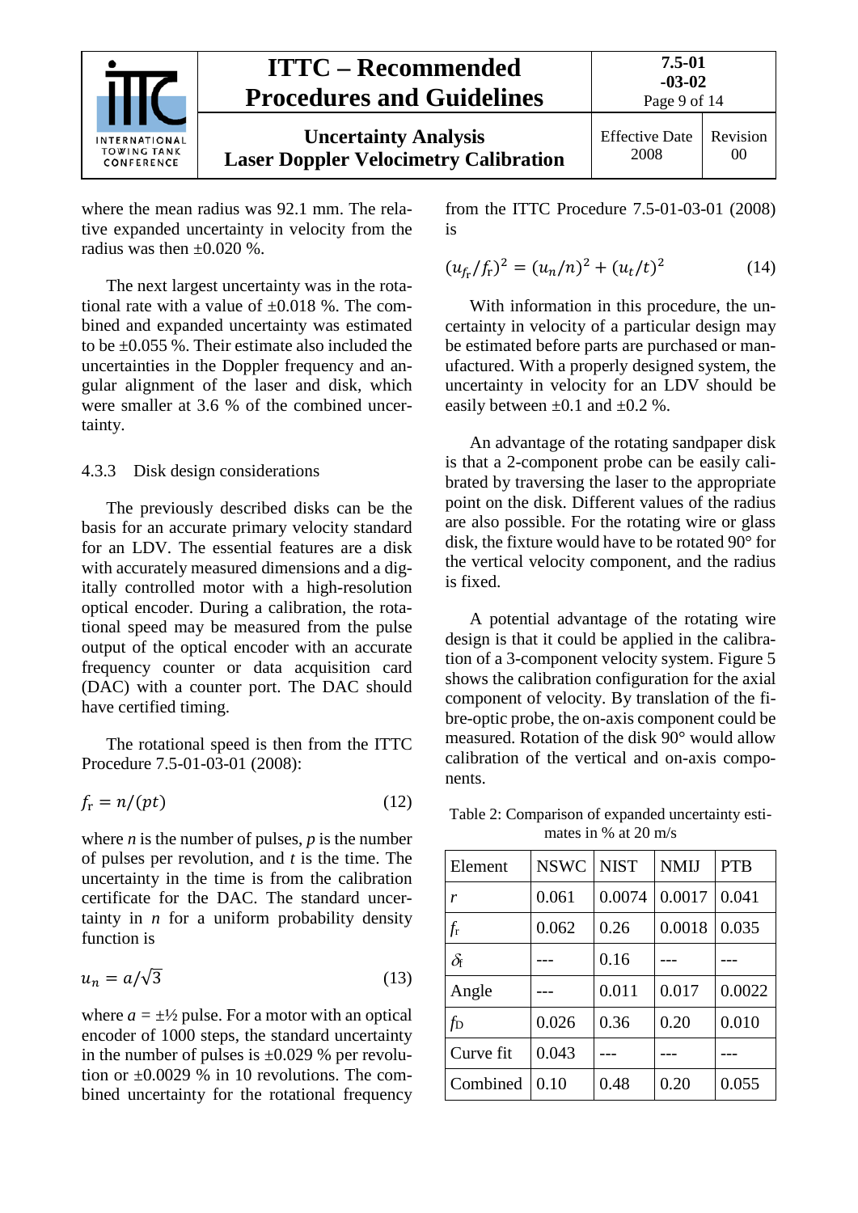where the mean radius was 92.1 mm. The relative expanded uncertainty in velocity from the radius was then ±0.020 %.

The next largest uncertainty was in the rotational rate with a value of ±0.018 %. The combined and expanded uncertainty was estimated to be ±0.055 %. Their estimate also included the uncertainties in the Doppler frequency and angular alignment of the laser and disk, which were smaller at 3.6 % of the combined uncertainty.

### 4.3.3 Disk design considerations

The previously described disks can be the basis for an accurate primary velocity standard for an LDV. The essential features are a disk with accurately measured dimensions and a digitally controlled motor with a high-resolution optical encoder. During a calibration, the rotational speed may be measured from the pulse output of the optical encoder with an accurate frequency counter or data acquisition card (DAC) with a counter port. The DAC should have certified timing.

The rotational speed is then from the ITTC Procedure 7.5-01-03-01 (2008):

$$f_{\mathrm{r}} = n/(pt) \tag{12}$$

where $n$ is the number of pulses, $p$ is the number of pulses per revolution, and $t$ is the time. The uncertainty in the time is from the calibration certificate for the DAC. The standard uncertainty in $n$ for a uniform probability density function is

$$u_n = a/\sqrt{3} \tag{13}$$

where $a = \pm½$ pulse. For a motor with an optical encoder of 1000 steps, the standard uncertainty in the number of pulses is ±0.029 % per revolution or ±0.0029 % in 10 revolutions. The combined uncertainty for the rotational frequency from the ITTC Procedure 7.5-01-03-01 (2008) is

$$(u_{f_{\mathrm{r}}}/f_{\mathrm{r}})^2 = (u_n/n)^2 + (u_t/t)^2 \tag{14}$$

With information in this procedure, the uncertainty in velocity of a particular design may be estimated before parts are purchased or manufactured. With a properly designed system, the uncertainty in velocity for an LDV should be easily between ±0.1 and ±0.2 %.

An advantage of the rotating sandpaper disk is that a 2-component probe can be easily calibrated by traversing the laser to the appropriate point on the disk. Different values of the radius are also possible. For the rotating wire or glass disk, the fixture would have to be rotated 90° for the vertical velocity component, and the radius is fixed.

A potential advantage of the rotating wire design is that it could be applied in the calibration of a 3-component velocity system. Figure 5 shows the calibration configuration for the axial component of velocity. By translation of the fibre-optic probe, the on-axis component could be measured. Rotation of the disk 90° would allow calibration of the vertical and on-axis components.

Table 2: Comparison of expanded uncertainty estimates in % at 20 m/s

| Element | NSWC | NIST | NMIJ | PTB |
|---|---|---|---|---|
| $r$ | 0.061 | 0.0074 | 0.0017 | 0.041 |
| $f_{\mathrm{r}}$ | 0.062 | 0.26 | 0.0018 | 0.035 |
| $\delta_{\mathrm{f}}$ | --- | 0.16 | --- | --- |
| Angle | --- | 0.011 | 0.017 | 0.0022 |
| $f_{\mathrm{D}}$ | 0.026 | 0.36 | 0.20 | 0.010 |
| Curve fit | 0.043 | --- | --- | --- |
| Combined | 0.10 | 0.48 | 0.20 | 0.055 |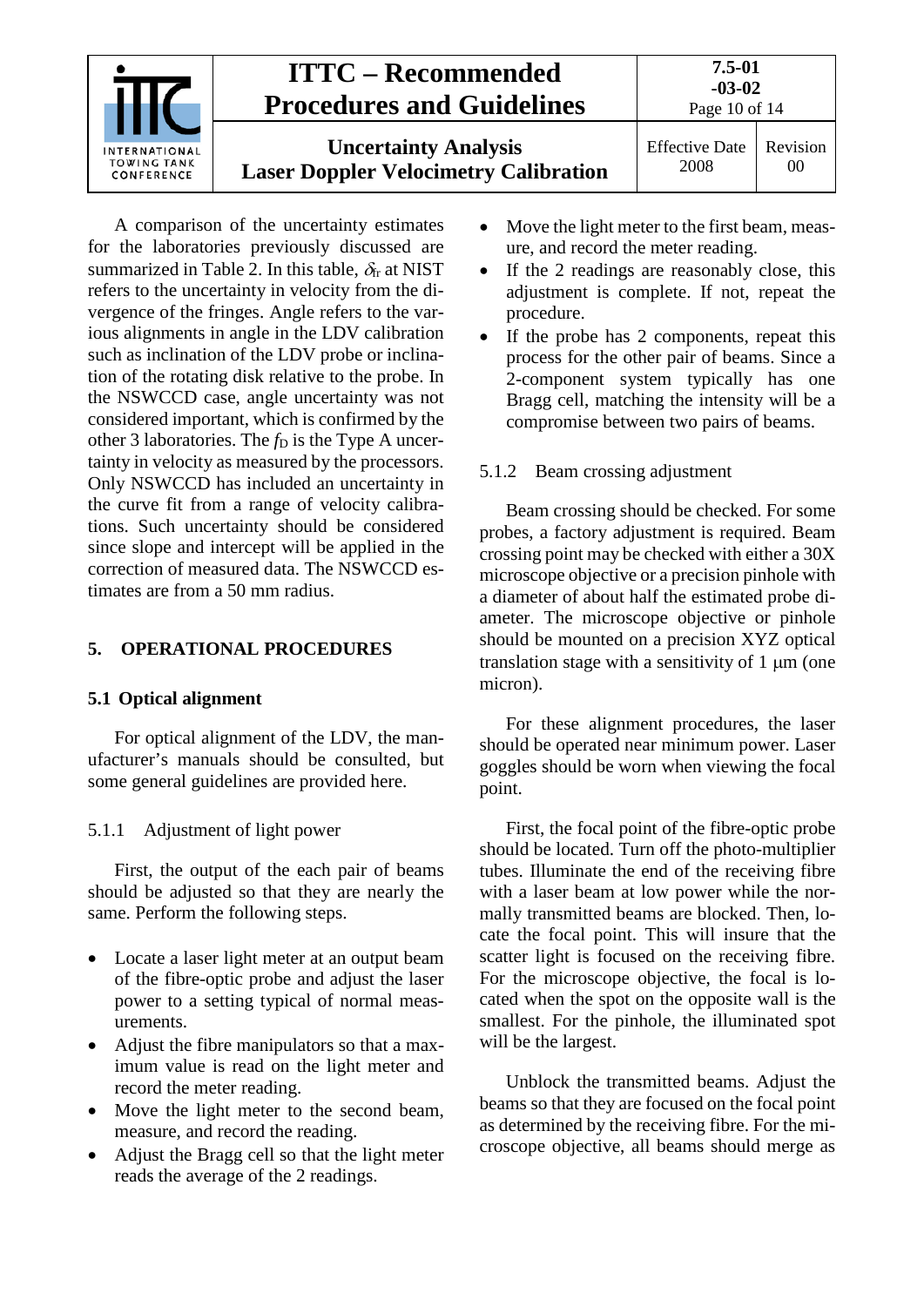A comparison of the uncertainty estimates for the laboratories previously discussed are summarized in Table 2. In this table, $\delta_{fr}$ at NIST refers to the uncertainty in velocity from the divergence of the fringes. Angle refers to the various alignments in angle in the LDV calibration such as inclination of the LDV probe or inclination of the rotating disk relative to the probe. In the NSWCCD case, angle uncertainty was not considered important, which is confirmed by the other 3 laboratories. The $f_D$ is the Type A uncertainty in velocity as measured by the processors. Only NSWCCD has included an uncertainty in the curve fit from a range of velocity calibrations. Such uncertainty should be considered since slope and intercept will be applied in the correction of measured data. The NSWCCD estimates are from a 50 mm radius.

## 5. OPERATIONAL PROCEDURES

### 5.1 Optical alignment

For optical alignment of the LDV, the manufacturer's manuals should be consulted, but some general guidelines are provided here.

#### 5.1.1 Adjustment of light power

First, the output of the each pair of beams should be adjusted so that they are nearly the same. Perform the following steps.

- Locate a laser light meter at an output beam of the fibre-optic probe and adjust the laser power to a setting typical of normal measurements.
- Adjust the fibre manipulators so that a maximum value is read on the light meter and record the meter reading.
- Move the light meter to the second beam, measure, and record the reading.
- Adjust the Bragg cell so that the light meter reads the average of the 2 readings.
- Move the light meter to the first beam, measure, and record the meter reading.
- If the 2 readings are reasonably close, this adjustment is complete. If not, repeat the procedure.
- If the probe has 2 components, repeat this process for the other pair of beams. Since a 2-component system typically has one Bragg cell, matching the intensity will be a compromise between two pairs of beams.

#### 5.1.2 Beam crossing adjustment

Beam crossing should be checked. For some probes, a factory adjustment is required. Beam crossing point may be checked with either a 30X microscope objective or a precision pinhole with a diameter of about half the estimated probe diameter. The microscope objective or pinhole should be mounted on a precision XYZ optical translation stage with a sensitivity of 1 μm (one micron).

For these alignment procedures, the laser should be operated near minimum power. Laser goggles should be worn when viewing the focal point.

First, the focal point of the fibre-optic probe should be located. Turn off the photo-multiplier tubes. Illuminate the end of the receiving fibre with a laser beam at low power while the normally transmitted beams are blocked. Then, locate the focal point. This will insure that the scatter light is focused on the receiving fibre. For the microscope objective, the focal is located when the spot on the opposite wall is the smallest. For the pinhole, the illuminated spot will be the largest.

Unblock the transmitted beams. Adjust the beams so that they are focused on the focal point as determined by the receiving fibre. For the microscope objective, all beams should merge as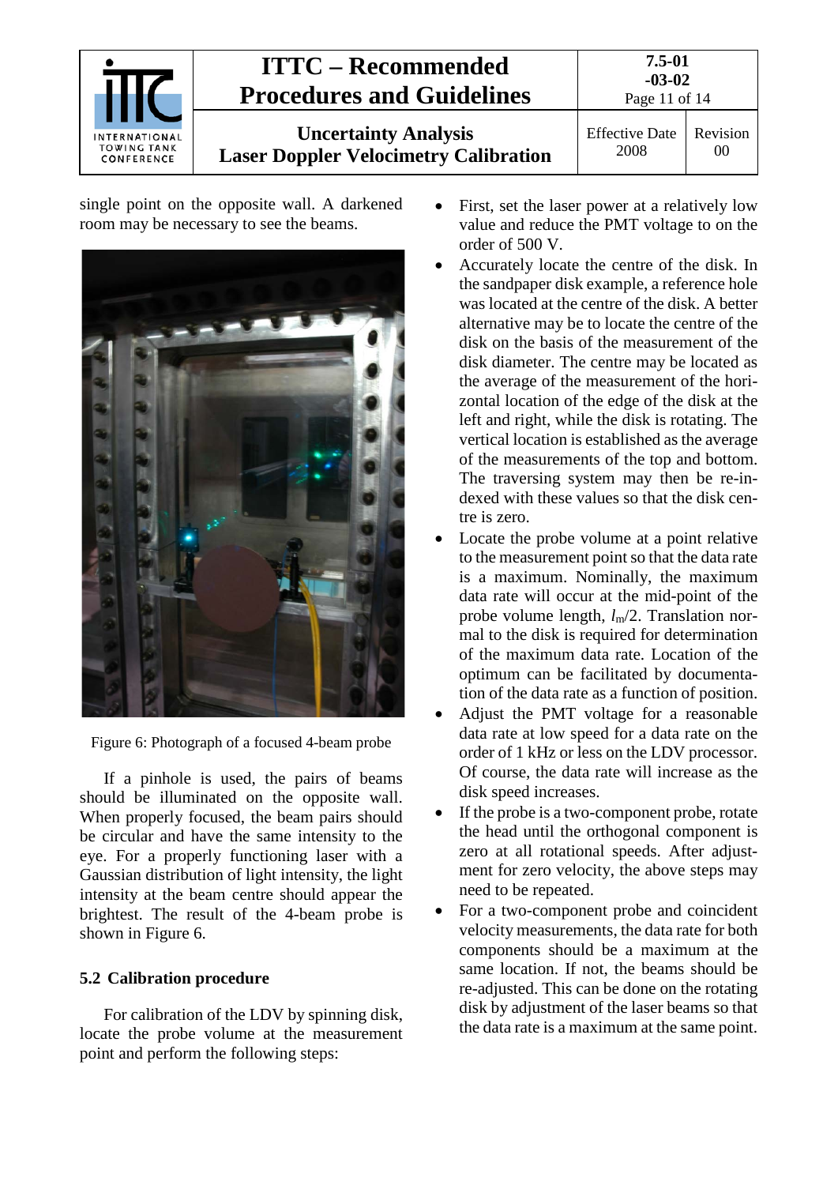single point on the opposite wall. A darkened room may be necessary to see the beams.

Figure 6: Photograph of a focused 4-beam probe

If a pinhole is used, the pairs of beams should be illuminated on the opposite wall. When properly focused, the beam pairs should be circular and have the same intensity to the eye. For a properly functioning laser with a Gaussian distribution of light intensity, the light intensity at the beam centre should appear the brightest. The result of the 4-beam probe is shown in Figure 6.

## 5.2 Calibration procedure

For calibration of the LDV by spinning disk, locate the probe volume at the measurement point and perform the following steps:

- First, set the laser power at a relatively low value and reduce the PMT voltage to on the order of 500 V.
- Accurately locate the centre of the disk. In the sandpaper disk example, a reference hole was located at the centre of the disk. A better alternative may be to locate the centre of the disk on the basis of the measurement of the disk diameter. The centre may be located as the average of the measurement of the horizontal location of the edge of the disk at the left and right, while the disk is rotating. The vertical location is established as the average of the measurements of the top and bottom. The traversing system may then be re-indexed with these values so that the disk centre is zero.
- Locate the probe volume at a point relative to the measurement point so that the data rate is a maximum. Nominally, the maximum data rate will occur at the mid-point of the probe volume length, $l_m/2$. Translation normal to the disk is required for determination of the maximum data rate. Location of the optimum can be facilitated by documentation of the data rate as a function of position.
- Adjust the PMT voltage for a reasonable data rate at low speed for a data rate on the order of 1 kHz or less on the LDV processor. Of course, the data rate will increase as the disk speed increases.
- If the probe is a two-component probe, rotate the head until the orthogonal component is zero at all rotational speeds. After adjustment for zero velocity, the above steps may need to be repeated.
- For a two-component probe and coincident velocity measurements, the data rate for both components should be a maximum at the same location. If not, the beams should be re-adjusted. This can be done on the rotating disk by adjustment of the laser beams so that the data rate is a maximum at the same point.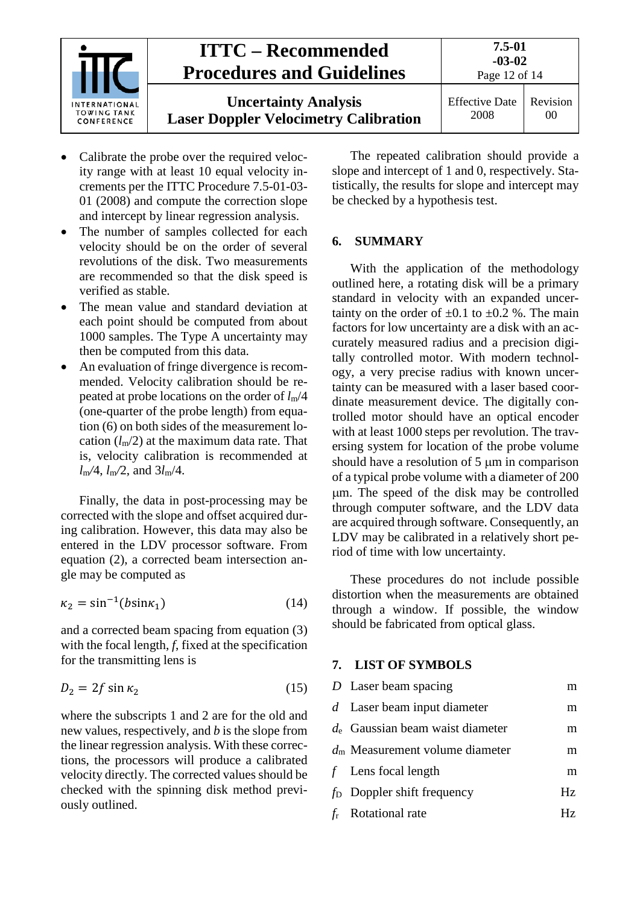- Calibrate the probe over the required velocity range with at least 10 equal velocity increments per the ITTC Procedure 7.5-01-03-01 (2008) and compute the correction slope and intercept by linear regression analysis.
- The number of samples collected for each velocity should be on the order of several revolutions of the disk. Two measurements are recommended so that the disk speed is verified as stable.
- The mean value and standard deviation at each point should be computed from about 1000 samples. The Type A uncertainty may then be computed from this data.
- An evaluation of fringe divergence is recommended. Velocity calibration should be repeated at probe locations on the order of $l_m/4$ (one-quarter of the probe length) from equation (6) on both sides of the measurement location ($l_m/2$) at the maximum data rate. That is, velocity calibration is recommended at $l_m/4$, $l_m/2$, and $3l_m/4$.

Finally, the data in post-processing may be corrected with the slope and offset acquired during calibration. However, this data may also be entered in the LDV processor software. From equation (2), a corrected beam intersection angle may be computed as

$$\kappa_2 = \sin^{-1}(b \sin \kappa_1) \tag{14}$$

and a corrected beam spacing from equation (3) with the focal length, *f*, fixed at the specification for the transmitting lens is

$$D_2 = 2f \sin \kappa_2 \tag{15}$$

where the subscripts 1 and 2 are for the old and new values, respectively, and *b* is the slope from the linear regression analysis. With these corrections, the processors will produce a calibrated velocity directly. The corrected values should be checked with the spinning disk method previously outlined.

The repeated calibration should provide a slope and intercept of 1 and 0, respectively. Statistically, the results for slope and intercept may be checked by a hypothesis test.

## 6. SUMMARY

With the application of the methodology outlined here, a rotating disk will be a primary standard in velocity with an expanded uncertainty on the order of ±0.1 to ±0.2 %. The main factors for low uncertainty are a disk with an accurately measured radius and a precision digitally controlled motor. With modern technology, a very precise radius with known uncertainty can be measured with a laser based coordinate measurement device. The digitally controlled motor should have an optical encoder with at least 1000 steps per revolution. The traversing system for location of the probe volume should have a resolution of 5 μm in comparison of a typical probe volume with a diameter of 200 μm. The speed of the disk may be controlled through computer software, and the LDV data are acquired through software. Consequently, an LDV may be calibrated in a relatively short period of time with low uncertainty.

These procedures do not include possible distortion when the measurements are obtained through a window. If possible, the window should be fabricated from optical glass.

## 7. LIST OF SYMBOLS

| | | |
|---|---|---|
| $D$ | Laser beam spacing | m |
| $d$ | Laser beam input diameter | m |
| $d_e$ | Gaussian beam waist diameter | m |
| $d_m$ | Measurement volume diameter | m |
| $f$ | Lens focal length | m |
| $f_D$ | Doppler shift frequency | Hz |
| $f_r$ | Rotational rate | Hz |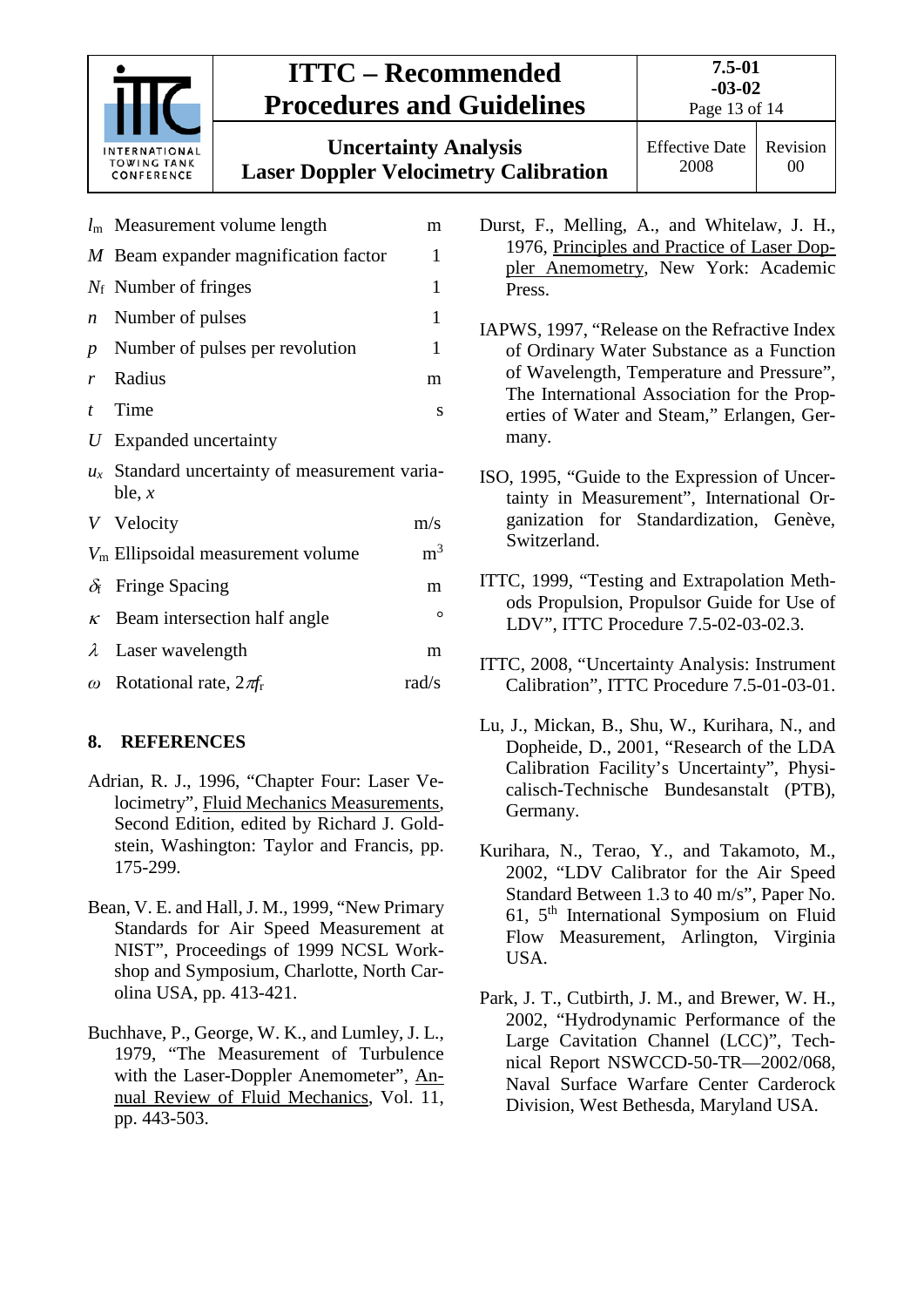| | | |
|---|---|---|
| $l_m$ | Measurement volume length | m |
| $M$ | Beam expander magnification factor | 1 |
| $N_f$ | Number of fringes | 1 |
| $n$ | Number of pulses | 1 |
| $p$ | Number of pulses per revolution | 1 |
| $r$ | Radius | m |
| $t$ | Time | s |
| $U$ | Expanded uncertainty | |
| $u_x$ | Standard uncertainty of measurement variable, $x$ | |
| $V$ | Velocity | m/s |
| $V_m$ | Ellipsoidal measurement volume | $m^3$ |
| $\delta_f$ | Fringe Spacing | m |
| $\kappa$ | Beam intersection half angle | ° |
| $\lambda$ | Laser wavelength | m |
| $\omega$ | Rotational rate, $2\pi f_r$ | rad/s |

## 8. REFERENCES

Adrian, R. J., 1996, "Chapter Four: Laser Velocimetry", Fluid Mechanics Measurements, Second Edition, edited by Richard J. Goldstein, Washington: Taylor and Francis, pp. 175-299.

Bean, V. E. and Hall, J. M., 1999, "New Primary Standards for Air Speed Measurement at NIST", Proceedings of 1999 NCSL Workshop and Symposium, Charlotte, North Carolina USA, pp. 413-421.

Buchhave, P., George, W. K., and Lumley, J. L., 1979, "The Measurement of Turbulence with the Laser-Doppler Anemometer", Annual Review of Fluid Mechanics, Vol. 11, pp. 443-503.

Durst, F., Melling, A., and Whitelaw, J. H., 1976, Principles and Practice of Laser Doppler Anemometry, New York: Academic Press.

IAPWS, 1997, "Release on the Refractive Index of Ordinary Water Substance as a Function of Wavelength, Temperature and Pressure", The International Association for the Properties of Water and Steam," Erlangen, Germany.

ISO, 1995, "Guide to the Expression of Uncertainty in Measurement", International Organization for Standardization, Genève, Switzerland.

ITTC, 1999, "Testing and Extrapolation Methods Propulsion, Propulsor Guide for Use of LDV", ITTC Procedure 7.5-02-03-02.3.

ITTC, 2008, "Uncertainty Analysis: Instrument Calibration", ITTC Procedure 7.5-01-03-01.

Lu, J., Mickan, B., Shu, W., Kurihara, N., and Dopheide, D., 2001, "Research of the LDA Calibration Facility's Uncertainty", Physicalisch-Technische Bundesanstalt (PTB), Germany.

Kurihara, N., Terao, Y., and Takamoto, M., 2002, "LDV Calibrator for the Air Speed Standard Between 1.3 to 40 m/s", Paper No. 61, 5th International Symposium on Fluid Flow Measurement, Arlington, Virginia USA.

Park, J. T., Cutbirth, J. M., and Brewer, W. H., 2002, "Hydrodynamic Performance of the Large Cavitation Channel (LCC)", Technical Report NSWCCD-50-TR—2002/068, Naval Surface Warfare Center Carderock Division, West Bethesda, Maryland USA.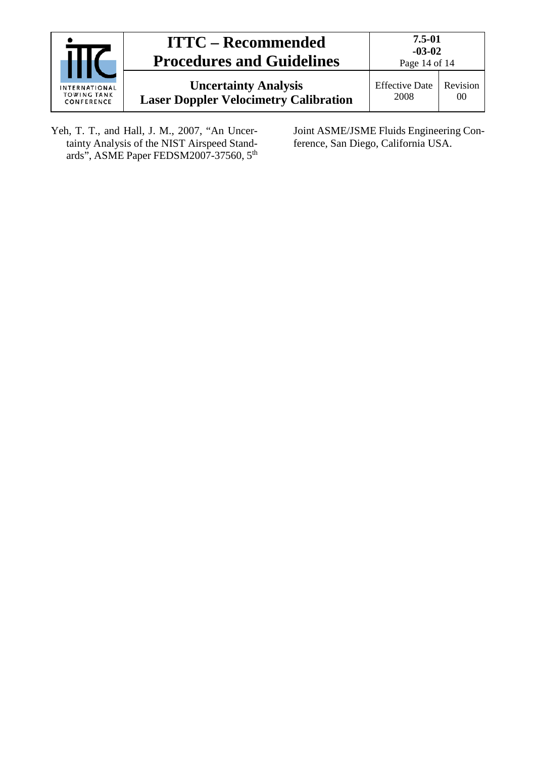Yeh, T. T., and Hall, J. M., 2007, "An Uncertainty Analysis of the NIST Airspeed Standards", ASME Paper FEDSM2007-37560, 5th Joint ASME/JSME Fluids Engineering Conference, San Diego, California USA.